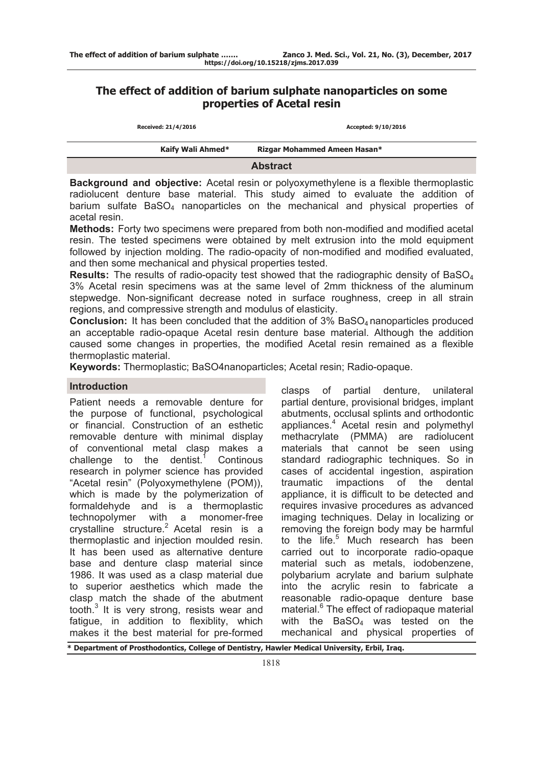# The effect of addition of barium sulphate nanoparticles on some properties of Acetal resin

Received: 21/4/2016 Accepted: 9/10/2016

Kaify Wali Ahmed* Rizgar Mohammed Ameen Hasan*

## Abstract

**Background and objective:** Acetal resin or polyoxymethylene is a flexible thermoplastic radiolucent denture base material. This study aimed to evaluate the addition of barium sulfate $BaSO_4$ nanoparticles on the mechanical and physical properties of acetal resin.

**Methods:** Forty two specimens were prepared from both non-modified and modified acetal resin. The tested specimens were obtained by melt extrusion into the mold equipment followed by injection molding. The radio-opacity of non-modified and modified evaluated, and then some mechanical and physical properties tested.

**Results:** The results of radio-opacity test showed that the radiographic density of $BaSO_4$ 3% Acetal resin specimens was at the same level of 2mm thickness of the aluminum stepwedge. Non-significant decrease noted in surface roughness, creep in all strain regions, and compressive strength and modulus of elasticity.

**Conclusion:** It has been concluded that the addition of 3% $BaSO_4$ nanoparticles produced an acceptable radio-opaque Acetal resin denture base material. Although the addition caused some changes in properties, the modified Acetal resin remained as a flexible thermoplastic material.

**Keywords:** Thermoplastic; BaSO4nanoparticles; Acetal resin; Radio-opaque.

## Introduction

Patient needs a removable denture for the purpose of functional, psychological or financial. Construction of an esthetic removable denture with minimal display of conventional metal clasp makes a challenge to the dentist.[1] Continous research in polymer science has provided "Acetal resin" (Polyoxymethylene (POM)), which is made by the polymerization of formaldehyde and is a thermoplastic technopolymer with a monomer-free crystalline structure.[2] Acetal resin is a thermoplastic and injection moulded resin. It has been used as alternative denture base and denture clasp material since 1986. It was used as a clasp material due to superior aesthetics which made the clasp match the shade of the abutment tooth.[3] It is very strong, resists wear and fatigue, in addition to flexiblity, which makes it the best material for pre-formed clasps of partial denture, unilateral partial denture, provisional bridges, implant abutments, occlusal splints and orthodontic appliances.[4] Acetal resin and polymethyl methacrylate (PMMA) are radiolucent materials that cannot be seen using standard radiographic techniques. So in cases of accidental ingestion, aspiration traumatic impactions of the dental appliance, it is difficult to be detected and requires invasive procedures as advanced imaging techniques. Delay in localizing or removing the foreign body may be harmful to the life.[5] Much research has been carried out to incorporate radio-opaque material such as metals, iodobenzene, polybarium acrylate and barium sulphate into the acrylic resin to fabricate a reasonable radio-opaque denture base material.[6] The effect of radiopaque material with the $BaSO_4$ was tested on the mechanical and physical properties of

\* Department of Prosthodontics, College of Dentistry, Hawler Medical University, Erbil, Iraq.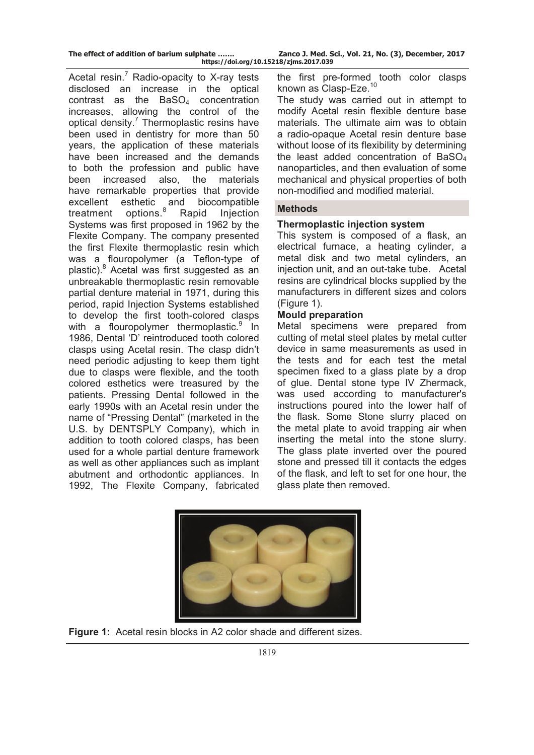Acetal resin.[7] Radio-opacity to X-ray tests disclosed an increase in the optical contrast as the $BaSO_4$ concentration increases, allowing the control of the optical density.[7] Thermoplastic resins have been used in dentistry for more than 50 years, the application of these materials have been increased and the demands to both the profession and public have been increased also, the materials have remarkable properties that provide excellent esthetic and biocompatible treatment options.[8] Rapid Injection Systems was first proposed in 1962 by the Flexite Company. The company presented the first Flexite thermoplastic resin which was a flouropolymer (a Teflon-type of plastic).[8] Acetal was first suggested as an unbreakable thermoplastic resin removable partial denture material in 1971, during this period, rapid Injection Systems established to develop the first tooth-colored clasps with a flouropolymer thermoplastic.[9] In 1986, Dental 'D' reintroduced tooth colored clasps using Acetal resin. The clasp didn't need periodic adjusting to keep them tight due to clasps were flexible, and the tooth colored esthetics were treasured by the patients. Pressing Dental followed in the early 1990s with an Acetal resin under the name of "Pressing Dental" (marketed in the U.S. by DENTSPLY Company), which in addition to tooth colored clasps, has been used for a whole partial denture framework as well as other appliances such as implant abutment and orthodontic appliances. In 1992, The Flexite Company, fabricated the first pre-formed tooth color clasps known as Clasp-Eze.[10]

The study was carried out in attempt to modify Acetal resin flexible denture base materials. The ultimate aim was to obtain a radio-opaque Acetal resin denture base without loose of its flexibility by determining the least added concentration of $BaSO_4$ nanoparticles, and then evaluation of some mechanical and physical properties of both non-modified and modified material.

## Methods

### Thermoplastic injection system

This system is composed of a flask, an electrical furnace, a heating cylinder, a metal disk and two metal cylinders, an injection unit, and an out-take tube. Acetal resins are cylindrical blocks supplied by the manufacturers in different sizes and colors (Figure 1).

### Mould preparation

Metal specimens were prepared from cutting of metal steel plates by metal cutter device in same measurements as used in the tests and for each test the metal specimen fixed to a glass plate by a drop of glue. Dental stone type IV Zhermack, was used according to manufacturer's instructions poured into the lower half of the flask. Some Stone slurry placed on the metal plate to avoid trapping air when inserting the metal into the stone slurry. The glass plate inverted over the poured stone and pressed till it contacts the edges of the flask, and left to set for one hour, the glass plate then removed.

**Figure 1:** Acetal resin blocks in A2 color shade and different sizes.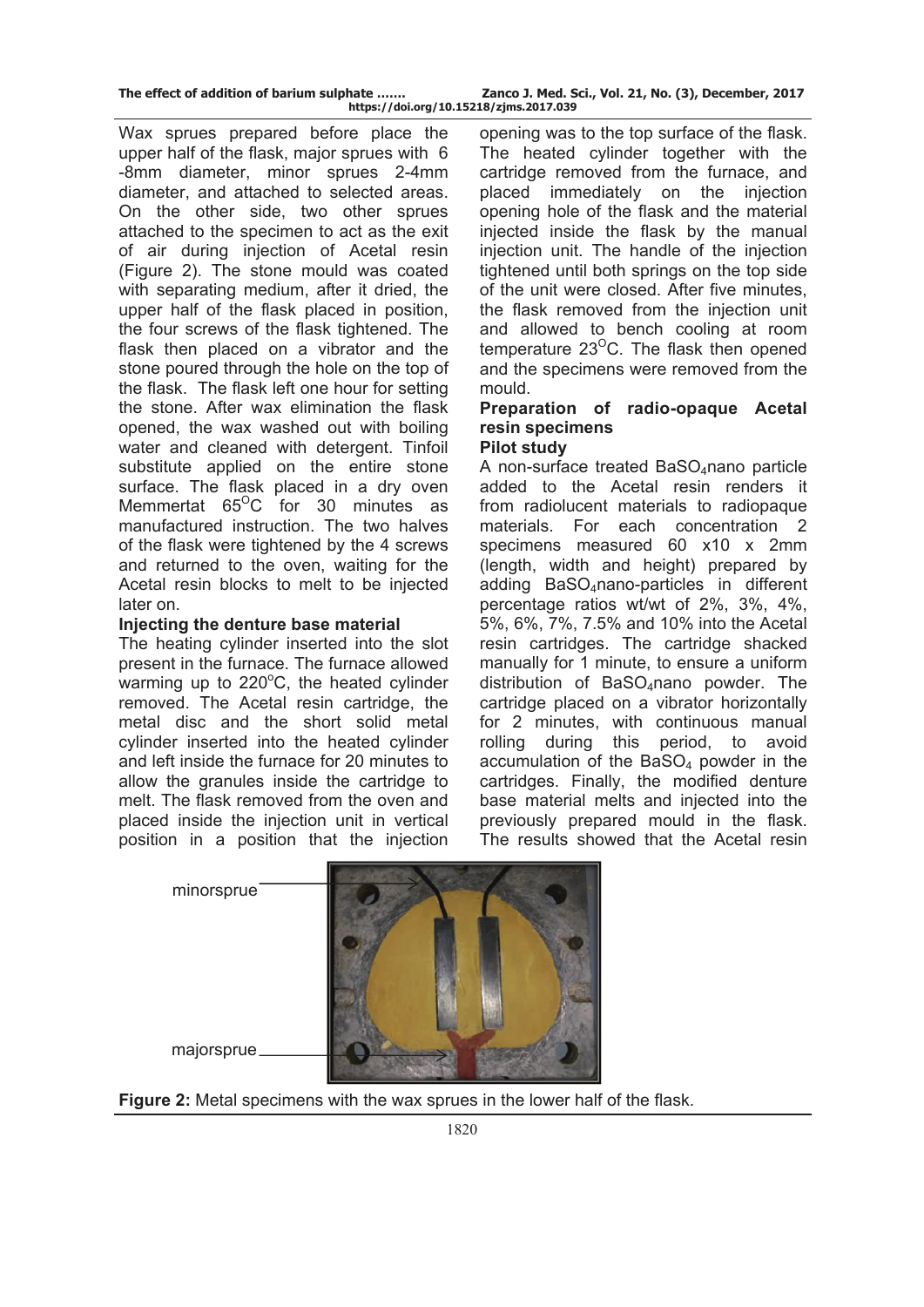Wax sprues prepared before place the upper half of the flask, major sprues with 6 -8mm diameter, minor sprues 2-4mm diameter, and attached to selected areas. On the other side, two other sprues attached to the specimen to act as the exit of air during injection of Acetal resin (Figure 2). The stone mould was coated with separating medium, after it dried, the upper half of the flask placed in position, the four screws of the flask tightened. The flask then placed on a vibrator and the stone poured through the hole on the top of the flask. The flask left one hour for setting the stone. After wax elimination the flask opened, the wax washed out with boiling water and cleaned with detergent. Tinfoil substitute applied on the entire stone surface. The flask placed in a dry oven Memmertat 65$^{O}$C for 30 minutes as manufactured instruction. The two halves of the flask were tightened by the 4 screws and returned to the oven, waiting for the Acetal resin blocks to melt to be injected later on.

### Injecting the denture base material

The heating cylinder inserted into the slot present in the furnace. The furnace allowed warming up to 220$^{o}$C, the heated cylinder removed. The Acetal resin cartridge, the metal disc and the short solid metal cylinder inserted into the heated cylinder and left inside the furnace for 20 minutes to allow the granules inside the cartridge to melt. The flask removed from the oven and placed inside the injection unit in vertical position in a position that the injection opening was to the top surface of the flask. The heated cylinder together with the cartridge removed from the furnace, and placed immediately on the injection opening hole of the flask and the material injected inside the flask by the manual injection unit. The handle of the injection tightened until both springs on the top side of the unit were closed. After five minutes, the flask removed from the injection unit and allowed to bench cooling at room temperature 23$^{O}$C. The flask then opened and the specimens were removed from the mould.

### Preparation of radio-opaque Acetal resin specimens

### Pilot study

A non-surface treated $BaSO_4$nano particle added to the Acetal resin renders it from radiolucent materials to radiopaque materials. For each concentration 2 specimens measured 60 x10 x 2mm (length, width and height) prepared by adding $BaSO_4$nano-particles in different percentage ratios wt/wt of 2%, 3%, 4%, 5%, 6%, 7%, 7.5% and 10% into the Acetal resin cartridges. The cartridge shacked manually for 1 minute, to ensure a uniform distribution of $BaSO_4$nano powder. The cartridge placed on a vibrator horizontally for 2 minutes, with continuous manual rolling during this period, to avoid accumulation of the $BaSO_4$ powder in the cartridges. Finally, the modified denture base material melts and injected into the previously prepared mould in the flask. The results showed that the Acetal resin

minorsprue

majorsprue

**Figure 2:** Metal specimens with the wax sprues in the lower half of the flask.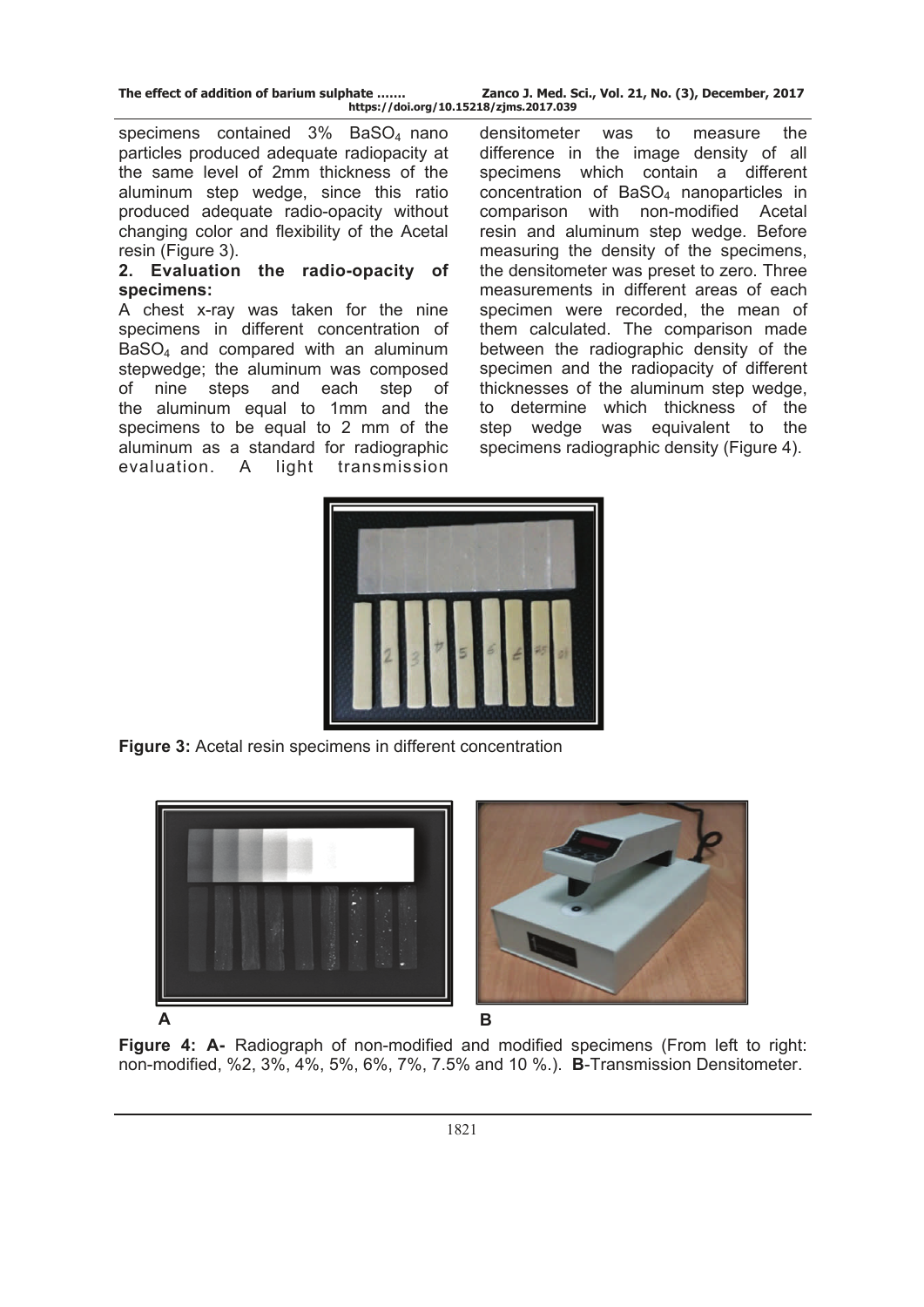specimens contained 3% $BaSO_4$ nano particles produced adequate radiopacity at the same level of 2mm thickness of the aluminum step wedge, since this ratio produced adequate radio-opacity without changing color and flexibility of the Acetal resin (Figure 3).

**2. Evaluation the radio-opacity of specimens:**

A chest x-ray was taken for the nine specimens in different concentration of $BaSO_4$ and compared with an aluminum stepwedge; the aluminum was composed of nine steps and each step of the aluminum equal to 1mm and the specimens to be equal to 2 mm of the aluminum as a standard for radiographic evaluation. A light transmission densitometer was to measure the difference in the image density of all specimens which contain a different concentration of $BaSO_4$ nanoparticles in comparison with non-modified Acetal resin and aluminum step wedge. Before measuring the density of the specimens, the densitometer was preset to zero. Three measurements in different areas of each specimen were recorded, the mean of them calculated. The comparison made between the radiographic density of the specimen and the radiopacity of different thicknesses of the aluminum step wedge, to determine which thickness of the step wedge was equivalent to the specimens radiographic density (Figure 4).

**Figure 3:** Acetal resin specimens in different concentration

**Figure 4: A-** Radiograph of non-modified and modified specimens (From left to right: non-modified, %2, 3%, 4%, 5%, 6%, 7%, 7.5% and 10 %.). **B**-Transmission Densitometer.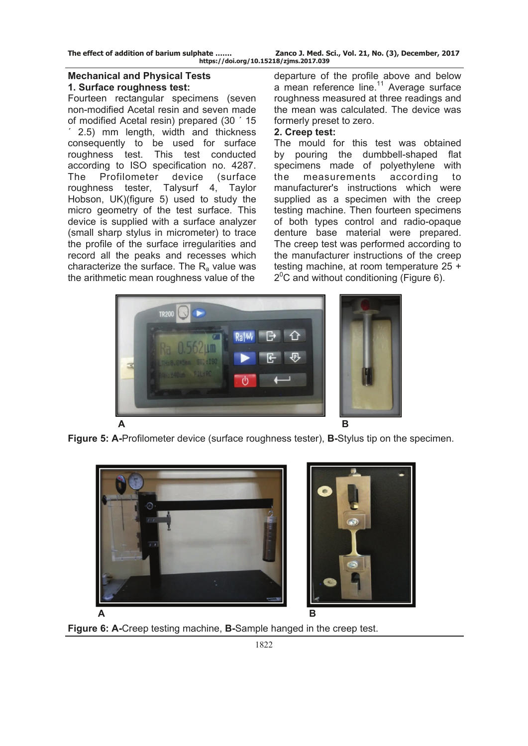## Mechanical and Physical Tests

### 1. Surface roughness test:

Fourteen rectangular specimens (seven non-modified Acetal resin and seven made of modified Acetal resin) prepared (30 ´ 15 ´ 2.5) mm length, width and thickness consequently to be used for surface roughness test. This test conducted according to ISO specification no. 4287. The Profilometer device (surface roughness tester, Talysurf 4, Taylor Hobson, UK)(figure 5) used to study the micro geometry of the test surface. This device is supplied with a surface analyzer (small sharp stylus in micrometer) to trace the profile of the surface irregularities and record all the peaks and recesses which characterize the surface. The $R_a$ value was the arithmetic mean roughness value of the departure of the profile above and below a mean reference line.[11] Average surface roughness measured at three readings and the mean was calculated. The device was formerly preset to zero.

### 2. Creep test:

The mould for this test was obtained by pouring the dumbbell-shaped flat specimens made of polyethylene with the measurements according to manufacturer's instructions which were supplied as a specimen with the creep testing machine. Then fourteen specimens of both types control and radio-opaque denture base material were prepared. The creep test was performed according to the manufacturer instructions of the creep testing machine, at room temperature 25 + $2^0$C and without conditioning (Figure 6).

**Figure 5: A-**Profilometer device (surface roughness tester), **B-**Stylus tip on the specimen.

**Figure 6: A-**Creep testing machine, **B-**Sample hanged in the creep test.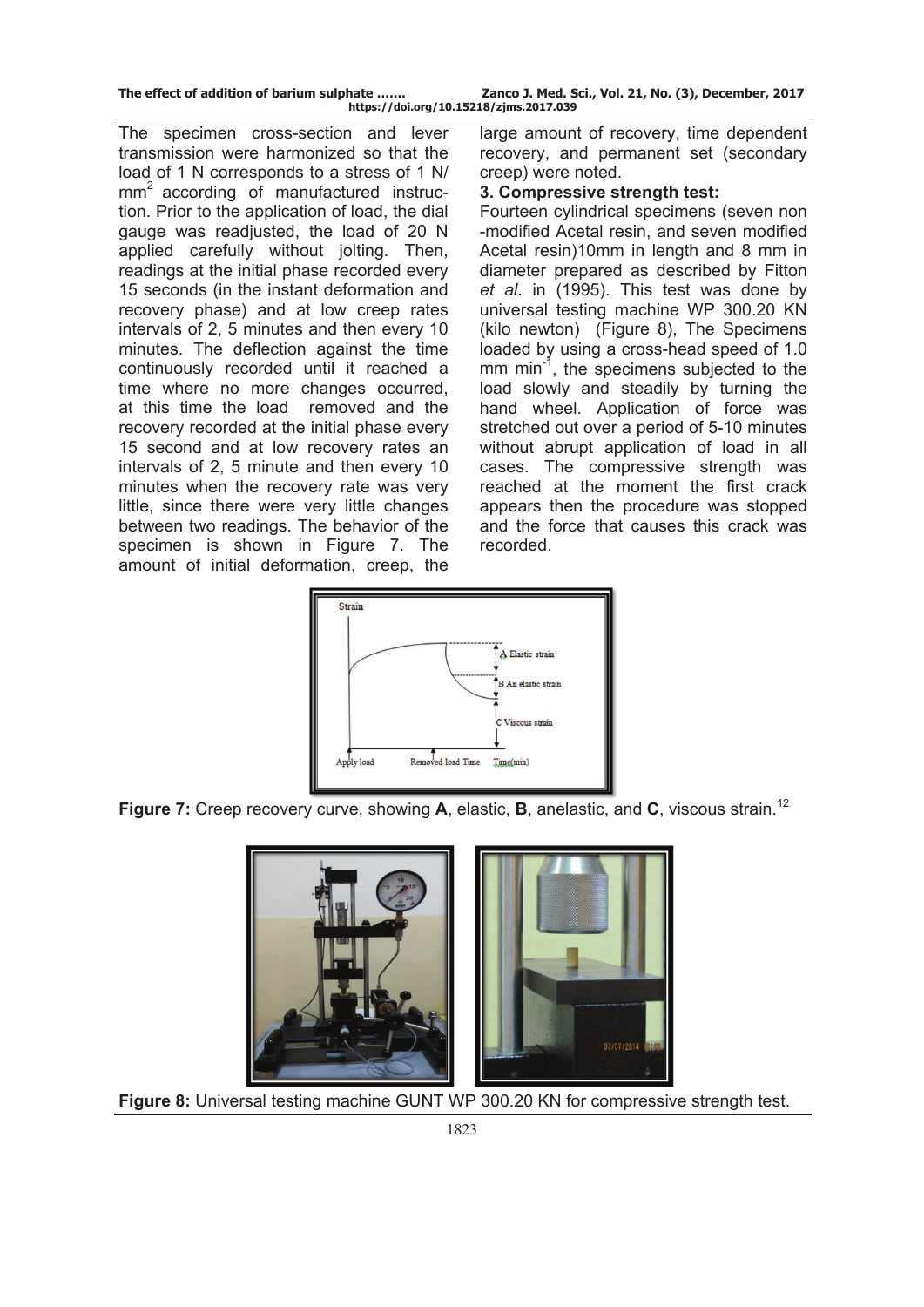The specimen cross-section and lever transmission were harmonized so that the load of 1 N corresponds to a stress of 1 N/ $mm^2$ according of manufactured instruction. Prior to the application of load, the dial gauge was readjusted, the load of 20 N applied carefully without jolting. Then, readings at the initial phase recorded every 15 seconds (in the instant deformation and recovery phase) and at low creep rates intervals of 2, 5 minutes and then every 10 minutes. The deflection against the time continuously recorded until it reached a time where no more changes occurred, at this time the load removed and the recovery recorded at the initial phase every 15 second and at low recovery rates an intervals of 2, 5 minute and then every 10 minutes when the recovery rate was very little, since there were very little changes between two readings. The behavior of the specimen is shown in Figure 7. The amount of initial deformation, creep, the large amount of recovery, time dependent recovery, and permanent set (secondary creep) were noted.

### 3. Compressive strength test:

Fourteen cylindrical specimens (seven non -modified Acetal resin, and seven modified Acetal resin)10mm in length and 8 mm in diameter prepared as described by Fitton *et al*. in (1995). This test was done by universal testing machine WP 300.20 KN (kilo newton) (Figure 8), The Specimens loaded by using a cross-head speed of 1.0 mm $min^{-1}$, the specimens subjected to the load slowly and steadily by turning the hand wheel. Application of force was stretched out over a period of 5-10 minutes without abrupt application of load in all cases. The compressive strength was reached at the moment the first crack appears then the procedure was stopped and the force that causes this crack was recorded.

**Figure 7:** Creep recovery curve, showing **A**, elastic, **B**, anelastic, and **C**, viscous strain.[12]

**Figure 8:** Universal testing machine GUNT WP 300.20 KN for compressive strength test.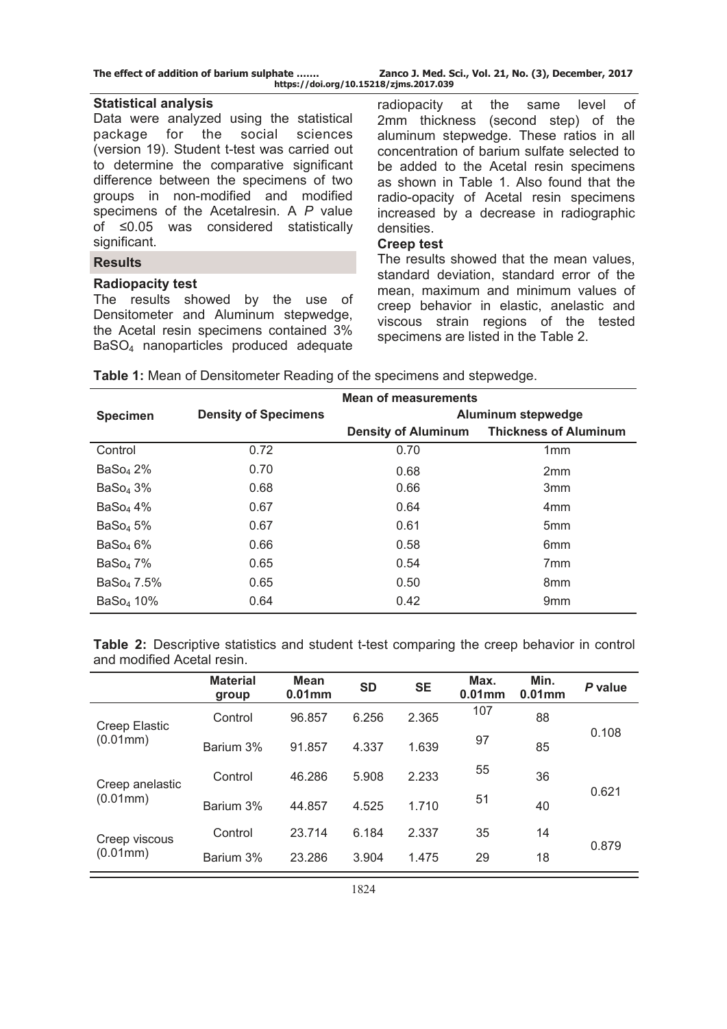### Statistical analysis

Data were analyzed using the statistical package for the social sciences (version 19). Student t-test was carried out to determine the comparative significant difference between the specimens of two groups in non-modified and modified specimens of the Acetalresin. A $P$ value of ≤0.05 was considered statistically significant.

## Results

### Radiopacity test

The results showed by the use of Densitometer and Aluminum stepwedge, the Acetal resin specimens contained 3% $BaSO_4$ nanoparticles produced adequate radiopacity at the same level of 2mm thickness (second step) of the aluminum stepwedge. These ratios in all concentration of barium sulfate selected to be added to the Acetal resin specimens as shown in Table 1. Also found that the radio-opacity of Acetal resin specimens increased by a decrease in radiographic densities.

### Creep test

The results showed that the mean values, standard deviation, standard error of the mean, maximum and minimum values of creep behavior in elastic, anelastic and viscous strain regions of the tested specimens are listed in the Table 2.

**Table 1:** Mean of Densitometer Reading of the specimens and stepwedge.

| Specimen | Mean of measurements | | |
|---|---|---|---|
| | Density of Specimens | Aluminum stepwedge | |
| | | Density of Aluminum | Thickness of Aluminum |
| Control | 0.72 | 0.70 | 1mm |
| $BaSo_4$ 2% | 0.70 | 0.68 | 2mm |
| $BaSo_4$ 3% | 0.68 | 0.66 | 3mm |
| $BaSo_4$ 4% | 0.67 | 0.64 | 4mm |
| $BaSo_4$ 5% | 0.67 | 0.61 | 5mm |
| $BaSo_4$ 6% | 0.66 | 0.58 | 6mm |
| $BaSo_4$ 7% | 0.65 | 0.54 | 7mm |
| $BaSo_4$ 7.5% | 0.65 | 0.50 | 8mm |
| $BaSo_4$ 10% | 0.64 | 0.42 | 9mm |

**Table 2:** Descriptive statistics and student t-test comparing the creep behavior in control and modified Acetal resin.

| | Material group | Mean 0.01mm | SD | SE | Max. 0.01mm | Min. 0.01mm | $P$ value |
|---|---|---|---|---|---|---|---|
| Creep Elastic (0.01mm) | Control | 96.857 | 6.256 | 2.365 | 107 | 88 | 0.108 |
| | Barium 3% | 91.857 | 4.337 | 1.639 | 97 | 85 | |
| Creep anelastic (0.01mm) | Control | 46.286 | 5.908 | 2.233 | 55 | 36 | 0.621 |
| | Barium 3% | 44.857 | 4.525 | 1.710 | 51 | 40 | |
| Creep viscous (0.01mm) | Control | 23.714 | 6.184 | 2.337 | 35 | 14 | 0.879 |
| | Barium 3% | 23.286 | 3.904 | 1.475 | 29 | 18 | |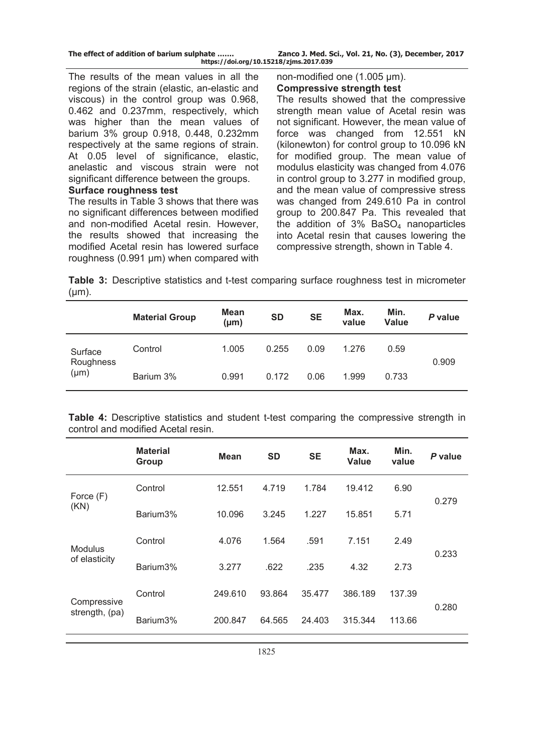The results of the mean values in all the regions of the strain (elastic, an-elastic and viscous) in the control group was 0.968, 0.462 and 0.237mm, respectively, which was higher than the mean values of barium 3% group 0.918, 0.448, 0.232mm respectively at the same regions of strain. At 0.05 level of significance, elastic, anelastic and viscous strain were not significant difference between the groups.

**Surface roughness test**

The results in Table 3 shows that there was no significant differences between modified and non-modified Acetal resin. However, the results showed that increasing the modified Acetal resin has lowered surface roughness (0.991 µm) when compared with non-modified one (1.005 µm).

**Compressive strength test**

The results showed that the compressive strength mean value of Acetal resin was not significant. However, the mean value of force was changed from 12.551 kN (kilonewton) for control group to 10.096 kN for modified group. The mean value of modulus elasticity was changed from 4.076 in control group to 3.277 in modified group, and the mean value of compressive stress was changed from 249.610 Pa in control group to 200.847 Pa. This revealed that the addition of 3% $BaSO_4$ nanoparticles into Acetal resin that causes lowering the compressive strength, shown in Table 4.

**Table 3:** Descriptive statistics and t-test comparing surface roughness test in micrometer (µm).

| | Material Group | Mean (µm) | SD | SE | Max. value | Min. Value | *P* value |
|---|---|---|---|---|---|---|---|
| Surface Roughness (µm) | Control | 1.005 | 0.255 | 0.09 | 1.276 | 0.59 | 0.909 |
| | Barium 3% | 0.991 | 0.172 | 0.06 | 1.999 | 0.733 | |

**Table 4:** Descriptive statistics and student t-test comparing the compressive strength in control and modified Acetal resin.

| | Material Group | Mean | SD | SE | Max. Value | Min. value | *P* value |
|---|---|---|---|---|---|---|---|
| Force (F) (KN) | Control | 12.551 | 4.719 | 1.784 | 19.412 | 6.90 | 0.279 |
| | Barium3% | 10.096 | 3.245 | 1.227 | 15.851 | 5.71 | |
| Modulus of elasticity | Control | 4.076 | 1.564 | .591 | 7.151 | 2.49 | 0.233 |
| | Barium3% | 3.277 | .622 | .235 | 4.32 | 2.73 | |
| Compressive strength, (pa) | Control | 249.610 | 93.864 | 35.477 | 386.189 | 137.39 | 0.280 |
| | Barium3% | 200.847 | 64.565 | 24.403 | 315.344 | 113.66 | |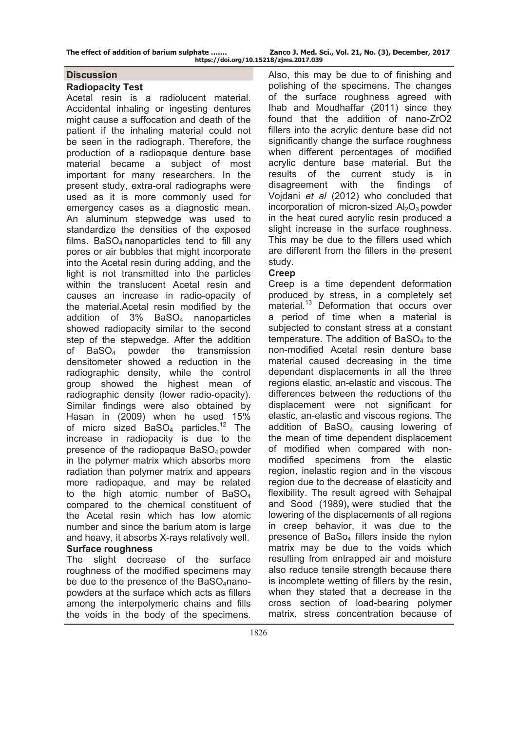## Discussion

### Radiopacity Test

Acetal resin is a radiolucent material. Accidental inhaling or ingesting dentures might cause a suffocation and death of the patient if the inhaling material could not be seen in the radiograph. Therefore, the production of a radiopaque denture base material became a subject of most important for many researchers. In the present study, extra-oral radiographs were used as it is more commonly used for emergency cases as a diagnostic mean. An aluminum stepwedge was used to standardize the densities of the exposed films. $BaSO_4$ nanoparticles tend to fill any pores or air bubbles that might incorporate into the Acetal resin during adding, and the light is not transmitted into the particles within the translucent Acetal resin and causes an increase in radio-opacity of the material.Acetal resin modified by the addition of 3% $BaSO_4$ nanoparticles showed radiopacity similar to the second step of the stepwedge. After the addition of $BaSO_4$ powder the transmission densitometer showed a reduction in the radiographic density, while the control group showed the highest mean of radiographic density (lower radio-opacity). Similar findings were also obtained by Hasan in (2009) when he used 15% of micro sized $BaSO_4$ particles.[12] The increase in radiopacity is due to the presence of the radiopaque $BaSO_4$ powder in the polymer matrix which absorbs more radiation than polymer matrix and appears more radiopaque, and may be related to the high atomic number of $BaSO_4$ compared to the chemical constituent of the Acetal resin which has low atomic number and since the barium atom is large and heavy, it absorbs X-rays relatively well.

### Surface roughness

The slight decrease of the surface roughness of the modified specimens may be due to the presence of the $BaSO_4$nano-powders at the surface which acts as fillers among the interpolymeric chains and fills the voids in the body of the specimens. Also, this may be due to of finishing and polishing of the specimens. The changes of the surface roughness agreed with Ihab and Moudhaffar (2011) since they found that the addition of nano-$ZrO2$ fillers into the acrylic denture base did not significantly change the surface roughness when different percentages of modified acrylic denture base material. But the results of the current study is in disagreement with the findings of Vojdani *et al* (2012) who concluded that incorporation of micron-sized $Al_2O_3$ powder in the heat cured acrylic resin produced a slight increase in the surface roughness. This may be due to the fillers used which are different from the fillers in the present study.

### Creep

Creep is a time dependent deformation produced by stress, in a completely set material.[13] Deformation that occurs over a period of time when a material is subjected to constant stress at a constant temperature. The addition of $BaSO_4$ to the non-modified Acetal resin denture base material caused decreasing in the time dependant displacements in all the three regions elastic, an-elastic and viscous. The differences between the reductions of the displacement were not significant for elastic, an-elastic and viscous regions. The addition of $BaSO_4$ causing lowering of the mean of time dependent displacement of modified when compared with non-modified specimens from the elastic region, inelastic region and in the viscous region due to the decrease of elasticity and flexibility. The result agreed with Sehajpal and Sood (1989), were studied that the lowering of the displacements of all regions in creep behavior, it was due to the presence of $BaSo_4$ fillers inside the nylon matrix may be due to the voids which resulting from entrapped air and moisture also reduce tensile strength because there is incomplete wetting of fillers by the resin, when they stated that a decrease in the cross section of load-bearing polymer matrix, stress concentration because of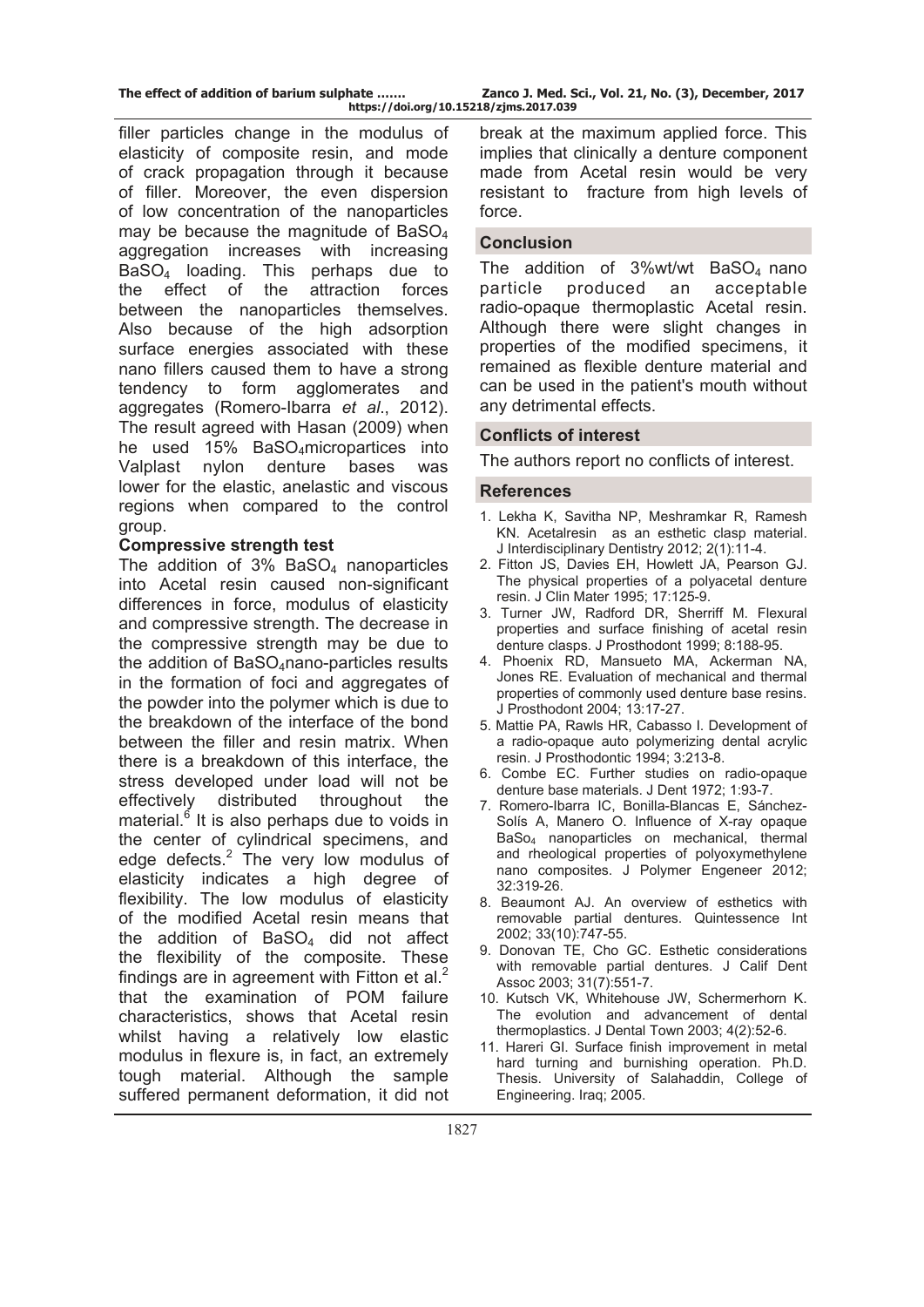filler particles change in the modulus of elasticity of composite resin, and mode of crack propagation through it because of filler. Moreover, the even dispersion of low concentration of the nanoparticles may be because the magnitude of $BaSO_4$ aggregation increases with increasing $BaSO_4$ loading. This perhaps due to the effect of the attraction forces between the nanoparticles themselves. Also because of the high adsorption surface energies associated with these nano fillers caused them to have a strong tendency to form agglomerates and aggregates (Romero-Ibarra *et al*., 2012). The result agreed with Hasan (2009) when he used 15% $BaSO_4$microparticles into Valplast nylon denture bases was lower for the elastic, anelastic and viscous regions when compared to the control group.

### Compressive strength test

The addition of 3% $BaSO_4$ nanoparticles into Acetal resin caused non-significant differences in force, modulus of elasticity and compressive strength. The decrease in the compressive strength may be due to the addition of $BaSO_4$nano-particles results in the formation of foci and aggregates of the powder into the polymer which is due to the breakdown of the interface of the bond between the filler and resin matrix. When there is a breakdown of this interface, the stress developed under load will not be effectively distributed throughout the material.[6] It is also perhaps due to voids in the center of cylindrical specimens, and edge defects.[2] The very low modulus of elasticity indicates a high degree of flexibility. The low modulus of elasticity of the modified Acetal resin means that the addition of $BaSO_4$ did not affect the flexibility of the composite. These findings are in agreement with Fitton et al.[2] that the examination of POM failure characteristics, shows that Acetal resin whilst having a relatively low elastic modulus in flexure is, in fact, an extremely tough material. Although the sample suffered permanent deformation, it did not break at the maximum applied force. This implies that clinically a denture component made from Acetal resin would be very resistant to fracture from high levels of force.

## Conclusion

The addition of 3%wt/wt $BaSO_4$ nano particle produced an acceptable radio-opaque thermoplastic Acetal resin. Although there were slight changes in properties of the modified specimens, it remained as flexible denture material and can be used in the patient's mouth without any detrimental effects.

## Conflicts of interest

The authors report no conflicts of interest.

## References

1. Lekha K, Savitha NP, Meshramkar R, Ramesh KN. Acetalresin as an esthetic clasp material. J Interdisciplinary Dentistry 2012; 2(1):11-4.
2. Fitton JS, Davies EH, Howlett JA, Pearson GJ. The physical properties of a polyacetal denture resin. J Clin Mater 1995; 17:125-9.
3. Turner JW, Radford DR, Sherriff M. Flexural properties and surface finishing of acetal resin denture clasps. J Prosthodont 1999; 8:188-95.
4. Phoenix RD, Mansueto MA, Ackerman NA, Jones RE. Evaluation of mechanical and thermal properties of commonly used denture base resins. J Prosthodont 2004; 13:17-27.
5. Mattie PA, Rawls HR, Cabasso I. Development of a radio-opaque auto polymerizing dental acrylic resin. J Prosthodontic 1994; 3:213-8.
6. Combe EC. Further studies on radio-opaque denture base materials. J Dent 1972; 1:93-7.
7. Romero-Ibarra IC, Bonilla-Blancas E, Sánchez-Solís A, Manero O. Influence of X-ray opaque $BaSo_4$ nanoparticles on mechanical, thermal and rheological properties of polyoxymethylene nano composites. J Polymer Engeneer 2012; 32:319-26.
8. Beaumont AJ. An overview of esthetics with removable partial dentures. Quintessence Int 2002; 33(10):747-55.
9. Donovan TE, Cho GC. Esthetic considerations with removable partial dentures. J Calif Dent Assoc 2003; 31(7):551-7.
10. Kutsch VK, Whitehouse JW, Schermerhorn K. The evolution and advancement of dental thermoplastics. J Dental Town 2003; 4(2):52-6.
11. Hareri GI. Surface finish improvement in metal hard turning and burnishing operation. Ph.D. Thesis. University of Salahaddin, College of Engineering. Iraq; 2005.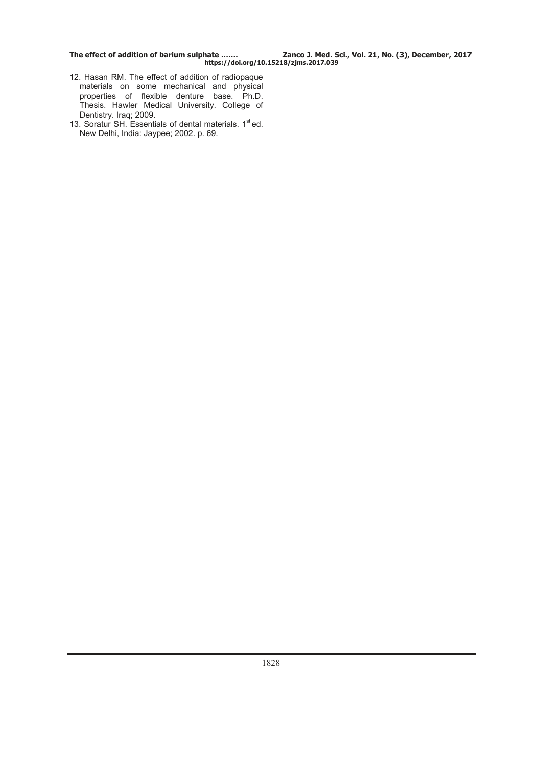12. Hasan RM. The effect of addition of radiopaque materials on some mechanical and physical properties of flexible denture base. Ph.D. Thesis. Hawler Medical University. College of Dentistry. Iraq; 2009.
13. Soratur SH. Essentials of dental materials. 1st ed. New Delhi, India: Jaypee; 2002. p. 69.